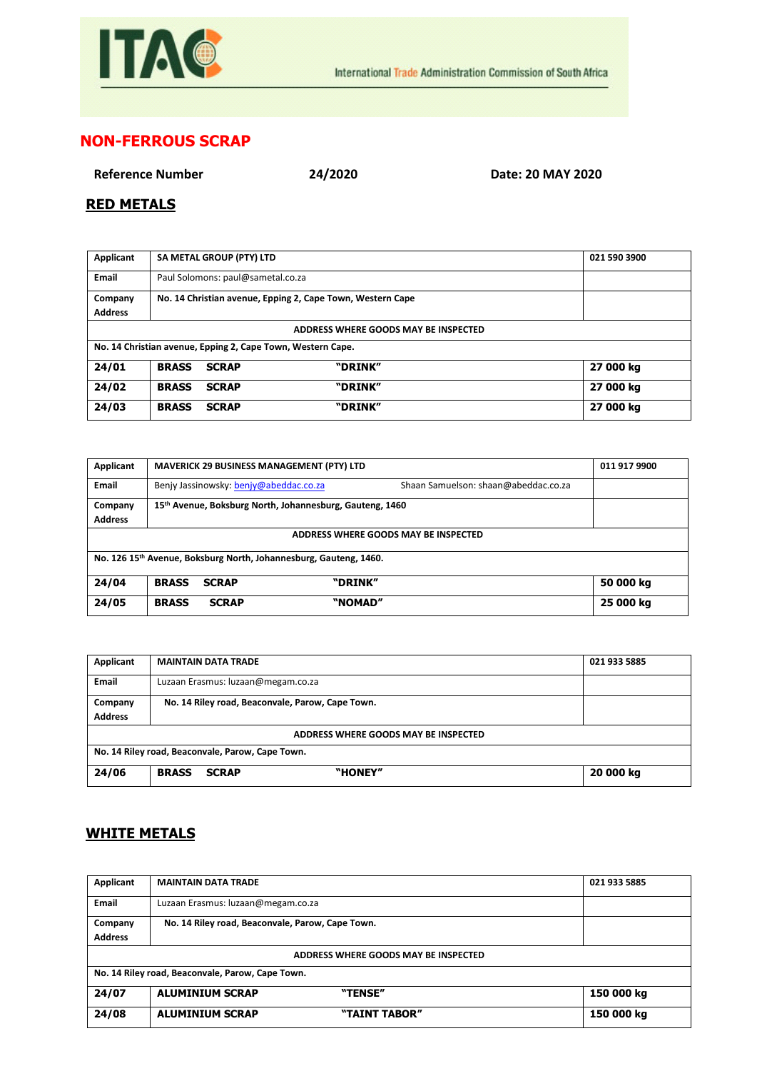ITAC

International Trade Administration Commission of South Africa

# NON-FERROUS SCRAP

**Reference Number** **24/2020** **Date: 20 MAY 2020**

## RED METALS

| Applicant | SA METAL GROUP (PTY) LTD | 021 590 3900 |
|---|---|---|
| Email | Paul Solomons: paul@sametal.co.za | |
| Company Address | No. 14 Christian avenue, Epping 2, Cape Town, Western Cape | |
| ADDRESS WHERE GOODS MAY BE INSPECTED | | |
| No. 14 Christian avenue, Epping 2, Cape Town, Western Cape. | | |
| **24/01** | **BRASS SCRAP "DRINK"** | **27 000 kg** |
| **24/02** | **BRASS SCRAP "DRINK"** | **27 000 kg** |
| **24/03** | **BRASS SCRAP "DRINK"** | **27 000 kg** |

| Applicant | MAVERICK 29 BUSINESS MANAGEMENT (PTY) LTD | 011 917 9900 |
|---|---|---|
| Email | Benjy Jassinowsky: benjy@abeddac.co.za Shaan Samuelson: shaan@abeddac.co.za | |
| Company Address | 15th Avenue, Boksburg North, Johannesburg, Gauteng, 1460 | |
| ADDRESS WHERE GOODS MAY BE INSPECTED | | |
| No. 126 15th Avenue, Boksburg North, Johannesburg, Gauteng, 1460. | | |
| **24/04** | **BRASS SCRAP "DRINK"** | **50 000 kg** |
| **24/05** | **BRASS SCRAP "NOMAD"** | **25 000 kg** |

| Applicant | MAINTAIN DATA TRADE | 021 933 5885 |
|---|---|---|
| Email | Luzaan Erasmus: luzaan@megam.co.za | |
| Company Address | No. 14 Riley road, Beaconvale, Parow, Cape Town. | |
| ADDRESS WHERE GOODS MAY BE INSPECTED | | |
| No. 14 Riley road, Beaconvale, Parow, Cape Town. | | |
| **24/06** | **BRASS SCRAP "HONEY"** | **20 000 kg** |

## WHITE METALS

| Applicant | MAINTAIN DATA TRADE | 021 933 5885 |
|---|---|---|
| Email | Luzaan Erasmus: luzaan@megam.co.za | |
| Company Address | No. 14 Riley road, Beaconvale, Parow, Cape Town. | |
| ADDRESS WHERE GOODS MAY BE INSPECTED | | |
| No. 14 Riley road, Beaconvale, Parow, Cape Town. | | |
| **24/07** | **ALUMINIUM SCRAP "TENSE"** | **150 000 kg** |
| **24/08** | **ALUMINIUM SCRAP "TAINT TABOR"** | **150 000 kg** |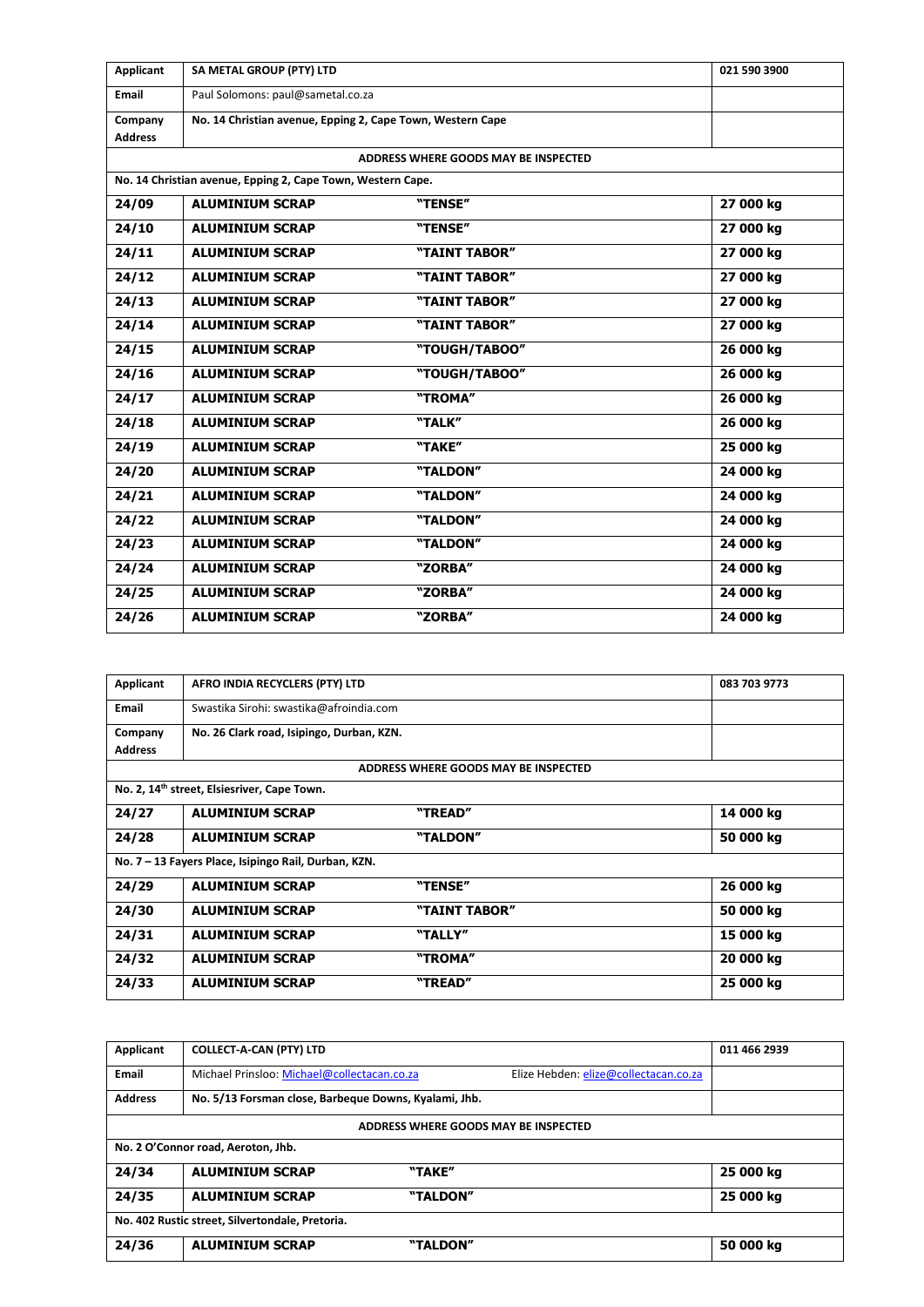| Applicant | SA METAL GROUP (PTY) LTD | | 021 590 3900 |
|---|---|---|---|
| Email | Paul Solomons: paul@sametal.co.za | | |
| Company Address | No. 14 Christian avenue, Epping 2, Cape Town, Western Cape | | |
| ADDRESS WHERE GOODS MAY BE INSPECTED | | | |
| No. 14 Christian avenue, Epping 2, Cape Town, Western Cape. | | | |
| **24/09** | **ALUMINIUM SCRAP** | **"TENSE"** | **27 000 kg** |
| **24/10** | **ALUMINIUM SCRAP** | **"TENSE"** | **27 000 kg** |
| **24/11** | **ALUMINIUM SCRAP** | **"TAINT TABOR"** | **27 000 kg** |
| **24/12** | **ALUMINIUM SCRAP** | **"TAINT TABOR"** | **27 000 kg** |
| **24/13** | **ALUMINIUM SCRAP** | **"TAINT TABOR"** | **27 000 kg** |
| **24/14** | **ALUMINIUM SCRAP** | **"TAINT TABOR"** | **27 000 kg** |
| **24/15** | **ALUMINIUM SCRAP** | **"TOUGH/TABOO"** | **26 000 kg** |
| **24/16** | **ALUMINIUM SCRAP** | **"TOUGH/TABOO"** | **26 000 kg** |
| **24/17** | **ALUMINIUM SCRAP** | **"TROMA"** | **26 000 kg** |
| **24/18** | **ALUMINIUM SCRAP** | **"TALK"** | **26 000 kg** |
| **24/19** | **ALUMINIUM SCRAP** | **"TAKE"** | **25 000 kg** |
| **24/20** | **ALUMINIUM SCRAP** | **"TALDON"** | **24 000 kg** |
| **24/21** | **ALUMINIUM SCRAP** | **"TALDON"** | **24 000 kg** |
| **24/22** | **ALUMINIUM SCRAP** | **"TALDON"** | **24 000 kg** |
| **24/23** | **ALUMINIUM SCRAP** | **"TALDON"** | **24 000 kg** |
| **24/24** | **ALUMINIUM SCRAP** | **"ZORBA"** | **24 000 kg** |
| **24/25** | **ALUMINIUM SCRAP** | **"ZORBA"** | **24 000 kg** |
| **24/26** | **ALUMINIUM SCRAP** | **"ZORBA"** | **24 000 kg** |

| Applicant | AFRO INDIA RECYCLERS (PTY) LTD | | 083 703 9773 |
|---|---|---|---|
| Email | Swastika Sirohi: swastika@afroindia.com | | |
| Company Address | No. 26 Clark road, Isipingo, Durban, KZN. | | |
| ADDRESS WHERE GOODS MAY BE INSPECTED | | | |
| No. 2, 14th street, Elsiesriver, Cape Town. | | | |
| **24/27** | **ALUMINIUM SCRAP** | **"TREAD"** | **14 000 kg** |
| **24/28** | **ALUMINIUM SCRAP** | **"TALDON"** | **50 000 kg** |
| No. 7 – 13 Fayers Place, Isipingo Rail, Durban, KZN. | | | |
| **24/29** | **ALUMINIUM SCRAP** | **"TENSE"** | **26 000 kg** |
| **24/30** | **ALUMINIUM SCRAP** | **"TAINT TABOR"** | **50 000 kg** |
| **24/31** | **ALUMINIUM SCRAP** | **"TALLY"** | **15 000 kg** |
| **24/32** | **ALUMINIUM SCRAP** | **"TROMA"** | **20 000 kg** |
| **24/33** | **ALUMINIUM SCRAP** | **"TREAD"** | **25 000 kg** |

| Applicant | COLLECT-A-CAN (PTY) LTD | | 011 466 2939 |
|---|---|---|---|
| Email | Michael Prinsloo: Michael@collectacan.co.za | Elize Hebden: elize@collectacan.co.za | |
| Address | No. 5/13 Forsman close, Barbeque Downs, Kyalami, Jhb. | | |
| ADDRESS WHERE GOODS MAY BE INSPECTED | | | |
| No. 2 O'Connor road, Aeroton, Jhb. | | | |
| **24/34** | **ALUMINIUM SCRAP** | **"TAKE"** | **25 000 kg** |
| **24/35** | **ALUMINIUM SCRAP** | **"TALDON"** | **25 000 kg** |
| No. 402 Rustic street, Silvertondale, Pretoria. | | | |
| **24/36** | **ALUMINIUM SCRAP** | **"TALDON"** | **50 000 kg** |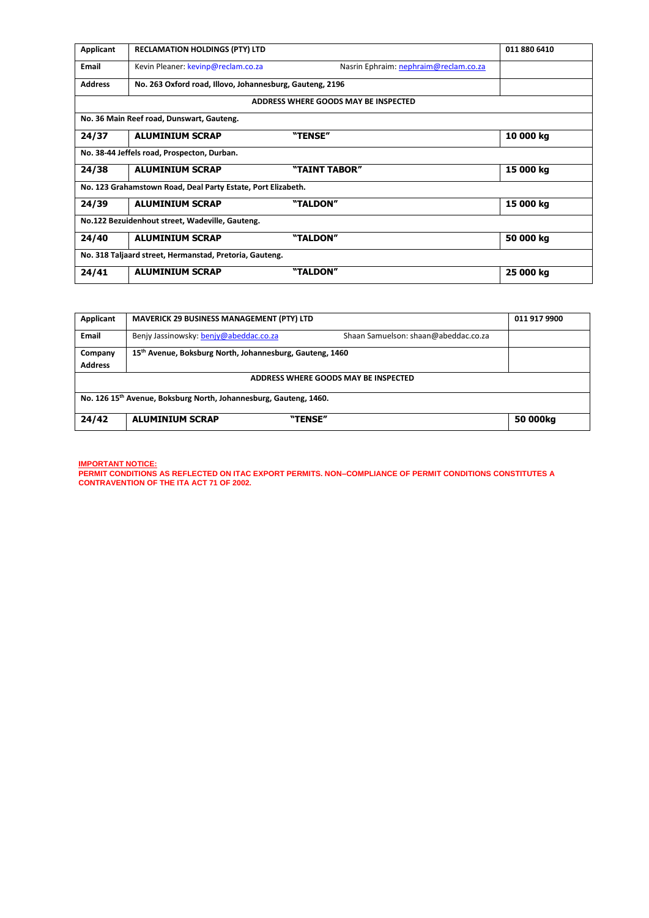| | | | |
|---|---|---|---|
| **Applicant** | **RECLAMATION HOLDINGS (PTY) LTD** | | **011 880 6410** |
| **Email** | Kevin Pleaner: kevinp@reclam.co.za | Nasrin Ephraim: nephraim@reclam.co.za | |
| **Address** | **No. 263 Oxford road, Illovo, Johannesburg, Gauteng, 2196** | | |
| **ADDRESS WHERE GOODS MAY BE INSPECTED** | | | |
| **No. 36 Main Reef road, Dunswart, Gauteng.** | | | |
| **24/37** | **ALUMINIUM SCRAP** | **"TENSE"** | **10 000 kg** |
| **No. 38-44 Jeffels road, Prospecton, Durban.** | | | |
| **24/38** | **ALUMINIUM SCRAP** | **"TAINT TABOR"** | **15 000 kg** |
| **No. 123 Grahamstown Road, Deal Party Estate, Port Elizabeth.** | | | |
| **24/39** | **ALUMINIUM SCRAP** | **"TALDON"** | **15 000 kg** |
| **No.122 Bezuidenhout street, Wadeville, Gauteng.** | | | |
| **24/40** | **ALUMINIUM SCRAP** | **"TALDON"** | **50 000 kg** |
| **No. 318 Taljaard street, Hermanstad, Pretoria, Gauteng.** | | | |
| **24/41** | **ALUMINIUM SCRAP** | **"TALDON"** | **25 000 kg** |

| | | | |
|---|---|---|---|
| **Applicant** | **MAVERICK 29 BUSINESS MANAGEMENT (PTY) LTD** | | **011 917 9900** |
| **Email** | Benjy Jassinowsky: benjy@abeddac.co.za | Shaan Samuelson: shaan@abeddac.co.za | |
| **Company Address** | **15th Avenue, Boksburg North, Johannesburg, Gauteng, 1460** | | |
| **ADDRESS WHERE GOODS MAY BE INSPECTED** | | | |
| **No. 126 15th Avenue, Boksburg North, Johannesburg, Gauteng, 1460.** | | | |
| **24/42** | **ALUMINIUM SCRAP** | **"TENSE"** | **50 000kg** |

**IMPORTANT NOTICE:**

**PERMIT CONDITIONS AS REFLECTED ON ITAC EXPORT PERMITS. NON–COMPLIANCE OF PERMIT CONDITIONS CONSTITUTES A CONTRAVENTION OF THE ITA ACT 71 OF 2002.**